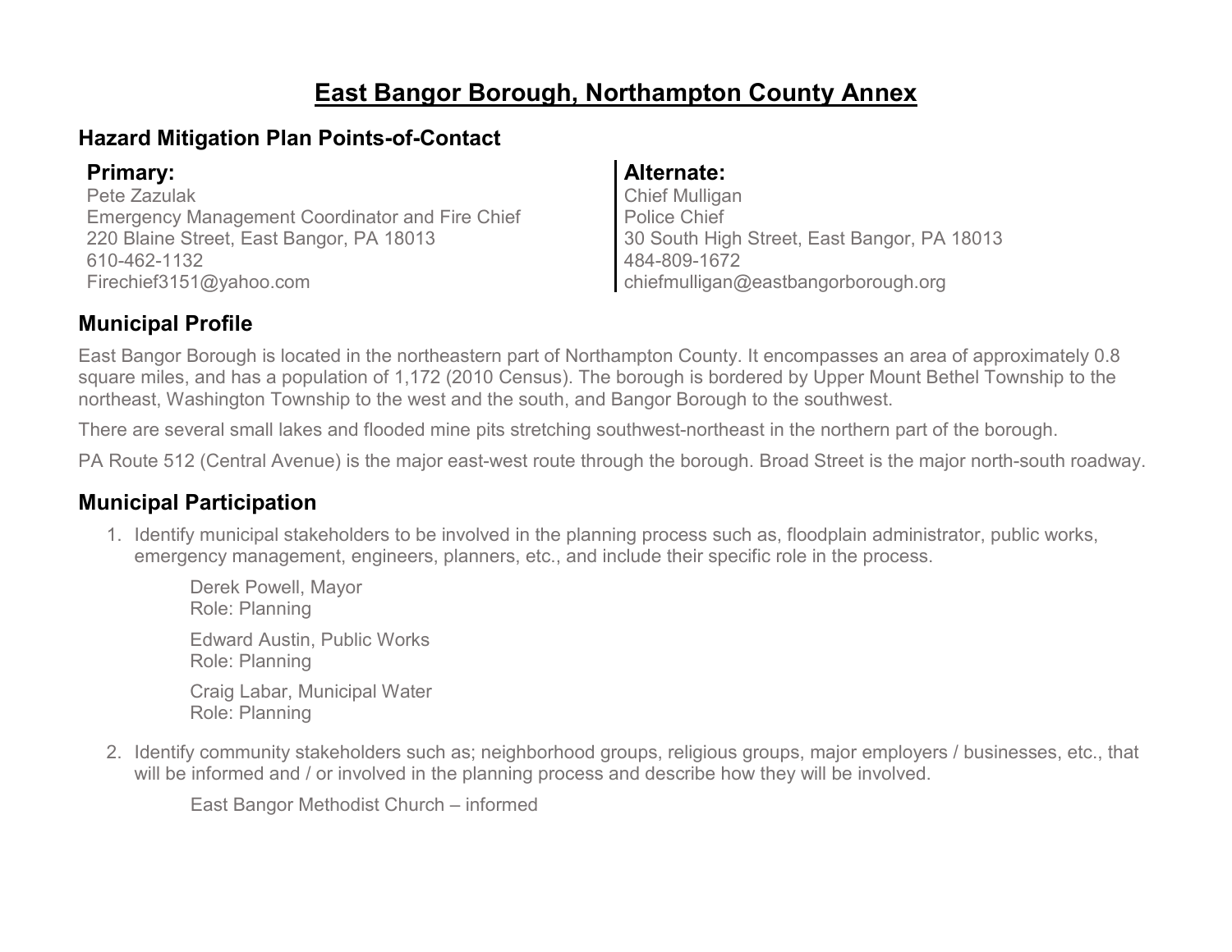# East Bangor Borough, Northampton County Annex

## Hazard Mitigation Plan Points-of-Contact

**Primary:**
Pete Zazulak
Emergency Management Coordinator and Fire Chief
220 Blaine Street, East Bangor, PA 18013
610-462-1132
Firechief3151@yahoo.com

**Alternate:**
Chief Mulligan
Police Chief
30 South High Street, East Bangor, PA 18013
484-809-1672
chiefmulligan@eastbangorborough.org

## Municipal Profile

East Bangor Borough is located in the northeastern part of Northampton County. It encompasses an area of approximately 0.8 square miles, and has a population of 1,172 (2010 Census). The borough is bordered by Upper Mount Bethel Township to the northeast, Washington Township to the west and the south, and Bangor Borough to the southwest.

There are several small lakes and flooded mine pits stretching southwest-northeast in the northern part of the borough.

PA Route 512 (Central Avenue) is the major east-west route through the borough. Broad Street is the major north-south roadway.

## Municipal Participation

1. Identify municipal stakeholders to be involved in the planning process such as, floodplain administrator, public works, emergency management, engineers, planners, etc., and include their specific role in the process.

   Derek Powell, Mayor
   Role: Planning

   Edward Austin, Public Works
   Role: Planning

   Craig Labar, Municipal Water
   Role: Planning

2. Identify community stakeholders such as; neighborhood groups, religious groups, major employers / businesses, etc., that will be informed and / or involved in the planning process and describe how they will be involved.

   East Bangor Methodist Church – informed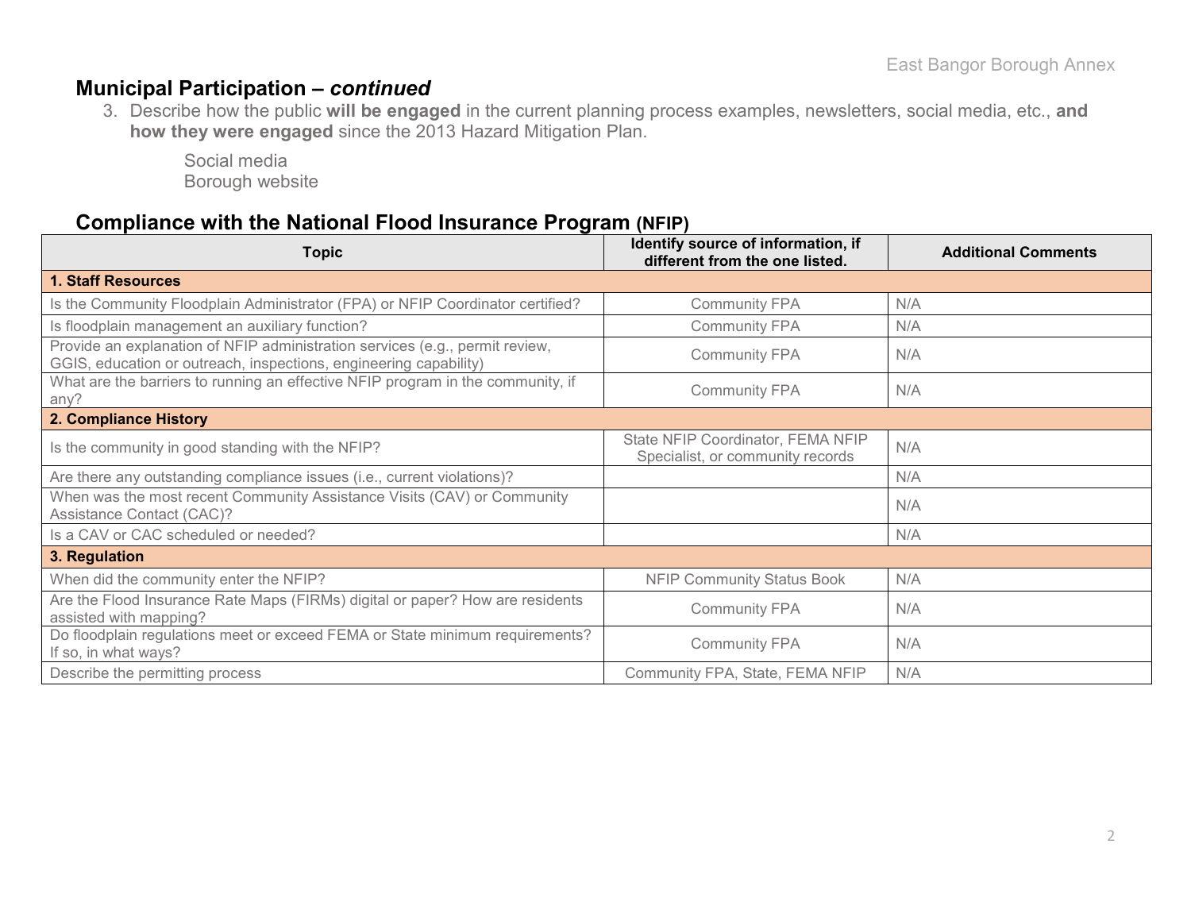## Municipal Participation – *continued*

3. Describe how the public **will be engaged** in the current planning process examples, newsletters, social media, etc., **and how they were engaged** since the 2013 Hazard Mitigation Plan.

    Social media
    Borough website

## Compliance with the National Flood Insurance Program (NFIP)

| Topic | Identify source of information, if different from the one listed. | Additional Comments |
|---|---|---|
| **1. Staff Resources** | | |
| Is the Community Floodplain Administrator (FPA) or NFIP Coordinator certified? | Community FPA | N/A |
| Is floodplain management an auxiliary function? | Community FPA | N/A |
| Provide an explanation of NFIP administration services (e.g., permit review, GGIS, education or outreach, inspections, engineering capability) | Community FPA | N/A |
| What are the barriers to running an effective NFIP program in the community, if any? | Community FPA | N/A |
| **2. Compliance History** | | |
| Is the community in good standing with the NFIP? | State NFIP Coordinator, FEMA NFIP Specialist, or community records | N/A |
| Are there any outstanding compliance issues (i.e., current violations)? | | N/A |
| When was the most recent Community Assistance Visits (CAV) or Community Assistance Contact (CAC)? | | N/A |
| Is a CAV or CAC scheduled or needed? | | N/A |
| **3. Regulation** | | |
| When did the community enter the NFIP? | NFIP Community Status Book | N/A |
| Are the Flood Insurance Rate Maps (FIRMs) digital or paper? How are residents assisted with mapping? | Community FPA | N/A |
| Do floodplain regulations meet or exceed FEMA or State minimum requirements? If so, in what ways? | Community FPA | N/A |
| Describe the permitting process | Community FPA, State, FEMA NFIP | N/A |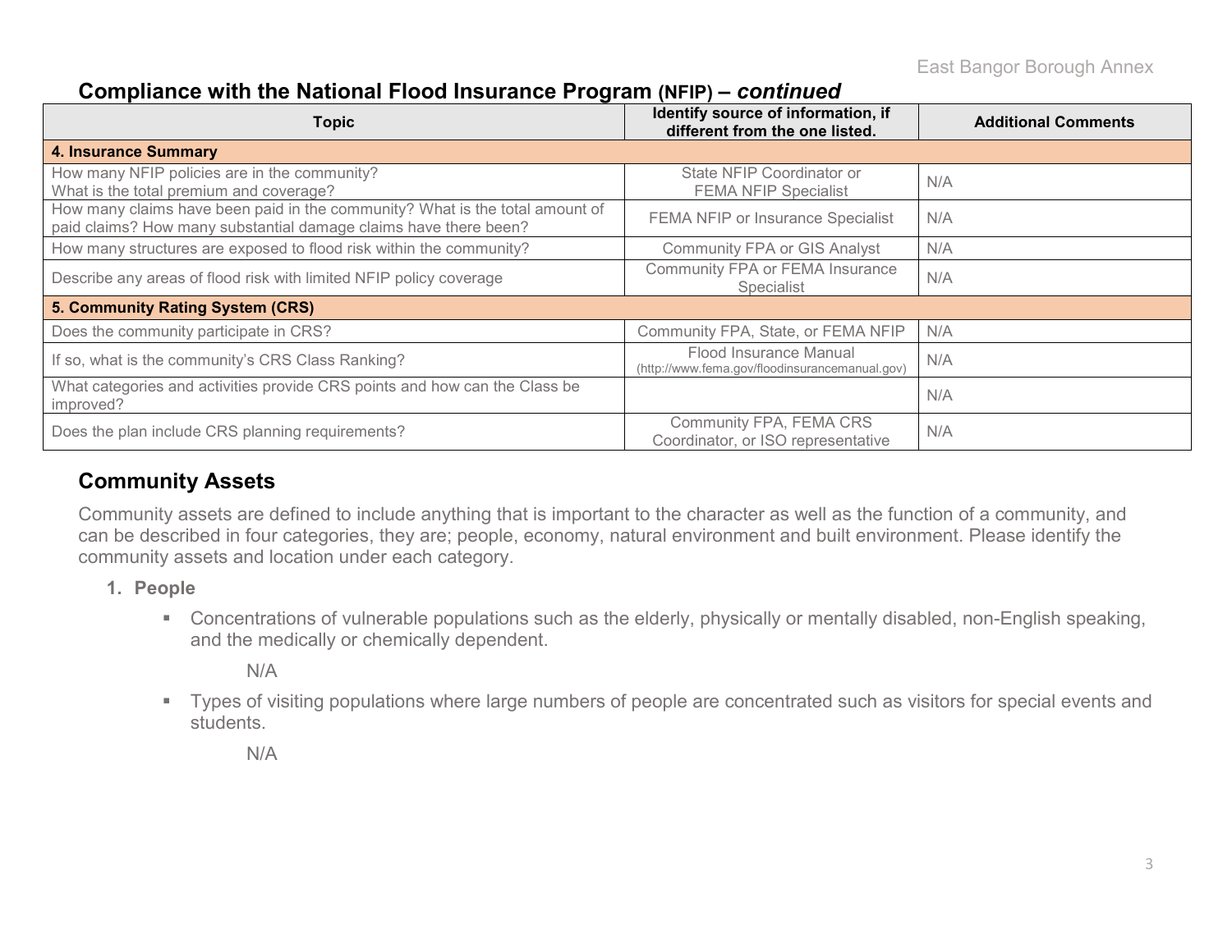## Compliance with the National Flood Insurance Program (NFIP) – *continued*

| Topic | Identify source of information, if different from the one listed. | Additional Comments |
|---|---|---|
| **4. Insurance Summary** | | |
| How many NFIP policies are in the community? What is the total premium and coverage? | State NFIP Coordinator or FEMA NFIP Specialist | N/A |
| How many claims have been paid in the community? What is the total amount of paid claims? How many substantial damage claims have there been? | FEMA NFIP or Insurance Specialist | N/A |
| How many structures are exposed to flood risk within the community? | Community FPA or GIS Analyst | N/A |
| Describe any areas of flood risk with limited NFIP policy coverage | Community FPA or FEMA Insurance Specialist | N/A |
| **5. Community Rating System (CRS)** | | |
| Does the community participate in CRS? | Community FPA, State, or FEMA NFIP | N/A |
| If so, what is the community's CRS Class Ranking? | Flood Insurance Manual (http://www.fema.gov/floodinsurancemanual.gov) | N/A |
| What categories and activities provide CRS points and how can the Class be improved? | | N/A |
| Does the plan include CRS planning requirements? | Community FPA, FEMA CRS Coordinator, or ISO representative | N/A |

## Community Assets

Community assets are defined to include anything that is important to the character as well as the function of a community, and can be described in four categories, they are; people, economy, natural environment and built environment. Please identify the community assets and location under each category.

1. **People**
   - Concentrations of vulnerable populations such as the elderly, physically or mentally disabled, non-English speaking, and the medically or chemically dependent.

     N/A

   - Types of visiting populations where large numbers of people are concentrated such as visitors for special events and students.

     N/A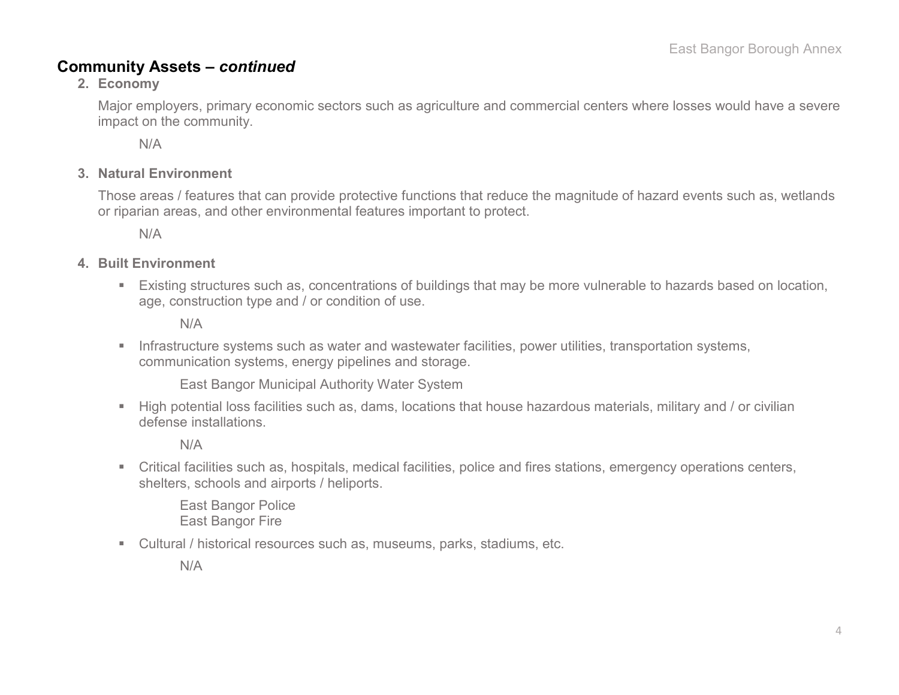## Community Assets – *continued*

**2. Economy**

Major employers, primary economic sectors such as agriculture and commercial centers where losses would have a severe impact on the community.

N/A

**3. Natural Environment**

Those areas / features that can provide protective functions that reduce the magnitude of hazard events such as, wetlands or riparian areas, and other environmental features important to protect.

N/A

**4. Built Environment**

- Existing structures such as, concentrations of buildings that may be more vulnerable to hazards based on location, age, construction type and / or condition of use.

  N/A

- Infrastructure systems such as water and wastewater facilities, power utilities, transportation systems, communication systems, energy pipelines and storage.

  East Bangor Municipal Authority Water System

- High potential loss facilities such as, dams, locations that house hazardous materials, military and / or civilian defense installations.

  N/A

- Critical facilities such as, hospitals, medical facilities, police and fires stations, emergency operations centers, shelters, schools and airports / heliports.

  East Bangor Police
  East Bangor Fire

- Cultural / historical resources such as, museums, parks, stadiums, etc.

  N/A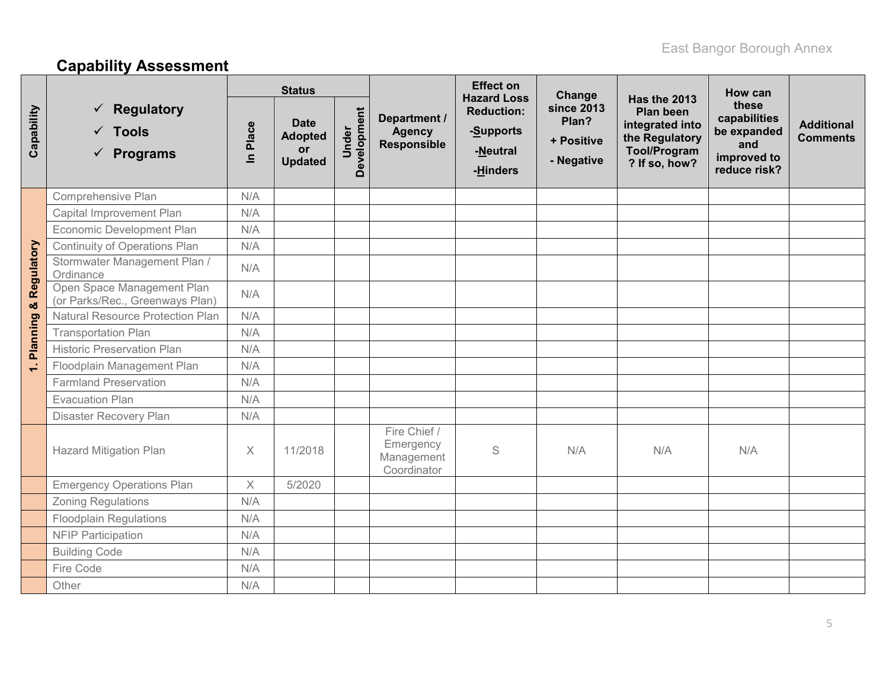## Capability Assessment

| Capability | ✓ Regulatory ✓ Tools ✓ Programs | Status | | | Department / Agency Responsible | Effect on Hazard Loss Reduction: -Supports -Neutral -Hinders | Change since 2013 Plan? + Positive - Negative | Has the 2013 Plan been integrated into the Regulatory Tool/Program ? If so, how? | How can these capabilities be expanded and improved to reduce risk? | Additional Comments |
|---|---|---|---|---|---|---|---|---|---|---|
| | | In Place | Date Adopted or Updated | Under Development | | | | | | |
| 1. Planning & Regulatory | Comprehensive Plan | N/A | | | | | | | | |
| | Capital Improvement Plan | N/A | | | | | | | | |
| | Economic Development Plan | N/A | | | | | | | | |
| | Continuity of Operations Plan | N/A | | | | | | | | |
| | Stormwater Management Plan / Ordinance | N/A | | | | | | | | |
| | Open Space Management Plan (or Parks/Rec., Greenways Plan) | N/A | | | | | | | | |
| | Natural Resource Protection Plan | N/A | | | | | | | | |
| | Transportation Plan | N/A | | | | | | | | |
| | Historic Preservation Plan | N/A | | | | | | | | |
| | Floodplain Management Plan | N/A | | | | | | | | |
| | Farmland Preservation | N/A | | | | | | | | |
| | Evacuation Plan | N/A | | | | | | | | |
| | Disaster Recovery Plan | N/A | | | | | | | | |
| | Hazard Mitigation Plan | X | 11/2018 | | Fire Chief / Emergency Management Coordinator | S | N/A | N/A | N/A | |
| | Emergency Operations Plan | X | 5/2020 | | | | | | | |
| | Zoning Regulations | N/A | | | | | | | | |
| | Floodplain Regulations | N/A | | | | | | | | |
| | NFIP Participation | N/A | | | | | | | | |
| | Building Code | N/A | | | | | | | | |
| | Fire Code | N/A | | | | | | | | |
| | Other | N/A | | | | | | | | |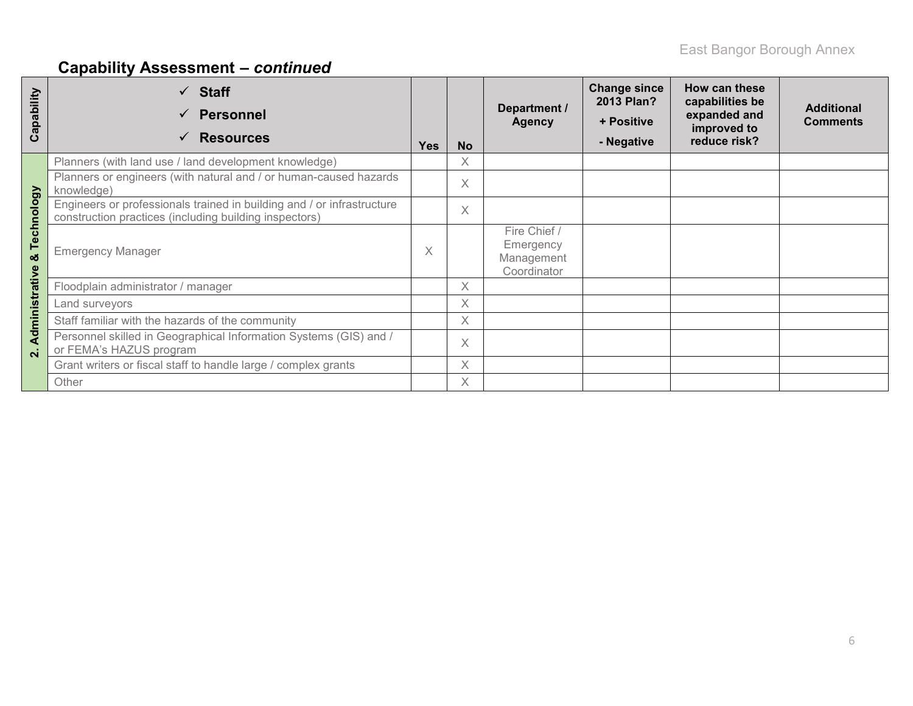## Capability Assessment – *continued*

| Capability | ✓ Staff ✓ Personnel ✓ Resources | Yes | No | Department / Agency | Change since 2013 Plan? + Positive - Negative | How can these capabilities be expanded and improved to reduce risk? | Additional Comments |
|---|---|---|---|---|---|---|---|
| 2. Administrative & Technology | Planners (with land use / land development knowledge) | | X | | | | |
| | Planners or engineers (with natural and / or human-caused hazards knowledge) | | X | | | | |
| | Engineers or professionals trained in building and / or infrastructure construction practices (including building inspectors) | | X | | | | |
| | Emergency Manager | X | | Fire Chief / Emergency Management Coordinator | | | |
| | Floodplain administrator / manager | | X | | | | |
| | Land surveyors | | X | | | | |
| | Staff familiar with the hazards of the community | | X | | | | |
| | Personnel skilled in Geographical Information Systems (GIS) and / or FEMA's HAZUS program | | X | | | | |
| | Grant writers or fiscal staff to handle large / complex grants | | X | | | | |
| | Other | | X | | | | |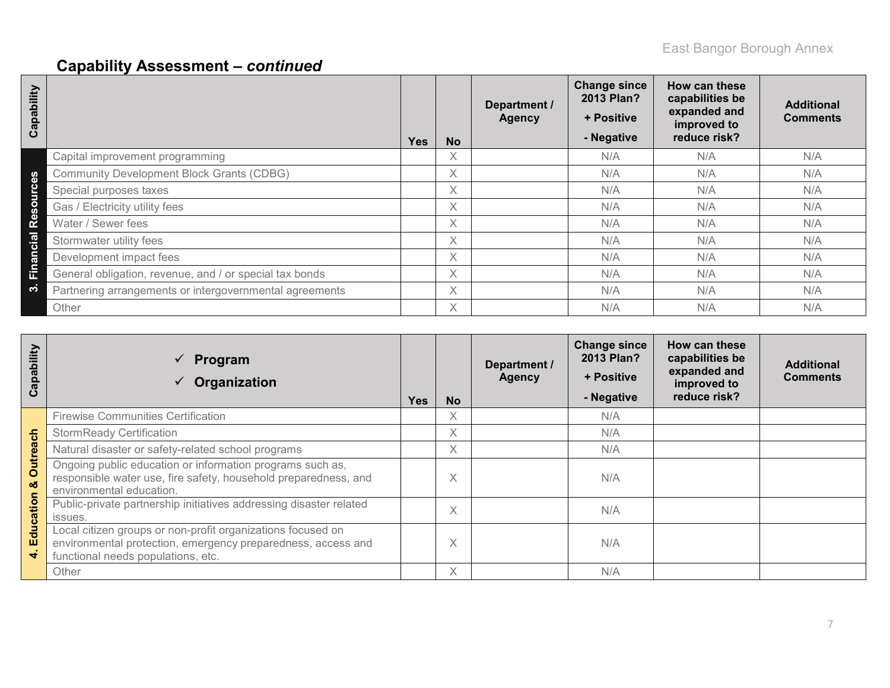## Capability Assessment – *continued*

| Capability | | Yes | No | Department / Agency | Change since 2013 Plan? + Positive - Negative | How can these capabilities be expanded and improved to reduce risk? | Additional Comments |
|---|---|---|---|---|---|---|---|
| 3. Financial Resources | Capital improvement programming | | X | | N/A | N/A | N/A |
| | Community Development Block Grants (CDBG) | | X | | N/A | N/A | N/A |
| | Special purposes taxes | | X | | N/A | N/A | N/A |
| | Gas / Electricity utility fees | | X | | N/A | N/A | N/A |
| | Water / Sewer fees | | X | | N/A | N/A | N/A |
| | Stormwater utility fees | | X | | N/A | N/A | N/A |
| | Development impact fees | | X | | N/A | N/A | N/A |
| | General obligation, revenue, and / or special tax bonds | | X | | N/A | N/A | N/A |
| | Partnering arrangements or intergovernmental agreements | | X | | N/A | N/A | N/A |
| | Other | | X | | N/A | N/A | N/A |

| Capability | ✓ Program ✓ Organization | Yes | No | Department / Agency | Change since 2013 Plan? + Positive - Negative | How can these capabilities be expanded and improved to reduce risk? | Additional Comments |
|---|---|---|---|---|---|---|---|
| 4. Education & Outreach | Firewise Communities Certification | | X | | N/A | | |
| | StormReady Certification | | X | | N/A | | |
| | Natural disaster or safety-related school programs | | X | | N/A | | |
| | Ongoing public education or information programs such as, responsible water use, fire safety, household preparedness, and environmental education. | | X | | N/A | | |
| | Public-private partnership initiatives addressing disaster related issues. | | X | | N/A | | |
| | Local citizen groups or non-profit organizations focused on environmental protection, emergency preparedness, access and functional needs populations, etc. | | X | | N/A | | |
| | Other | | X | | N/A | | |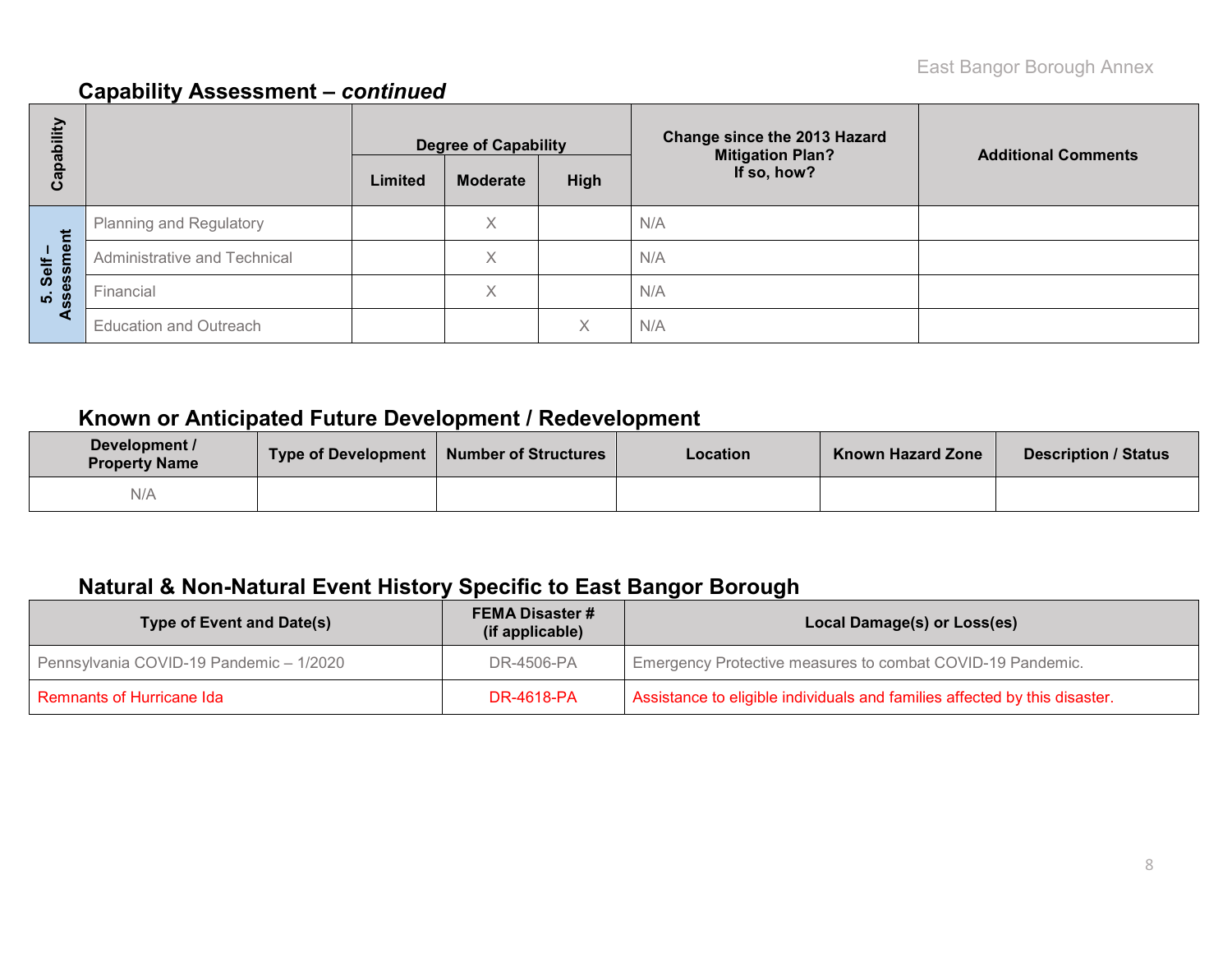## Capability Assessment – *continued*

| Capability | | Degree of Capability | | | Change since the 2013 Hazard Mitigation Plan? If so, how? | Additional Comments |
|---|---|---|---|---|---|---|
| | | Limited | Moderate | High | | |
| 5. Self – Assessment | Planning and Regulatory | | X | | N/A | |
| | Administrative and Technical | | X | | N/A | |
| | Financial | | X | | N/A | |
| | Education and Outreach | | | X | N/A | |

## Known or Anticipated Future Development / Redevelopment

| Development / Property Name | Type of Development | Number of Structures | Location | Known Hazard Zone | Description / Status |
|---|---|---|---|---|---|
| N/A | | | | | |

## Natural & Non-Natural Event History Specific to East Bangor Borough

| Type of Event and Date(s) | FEMA Disaster # (if applicable) | Local Damage(s) or Loss(es) |
|---|---|---|
| Pennsylvania COVID-19 Pandemic – 1/2020 | DR-4506-PA | Emergency Protective measures to combat COVID-19 Pandemic. |
| Remnants of Hurricane Ida | DR-4618-PA | Assistance to eligible individuals and families affected by this disaster. |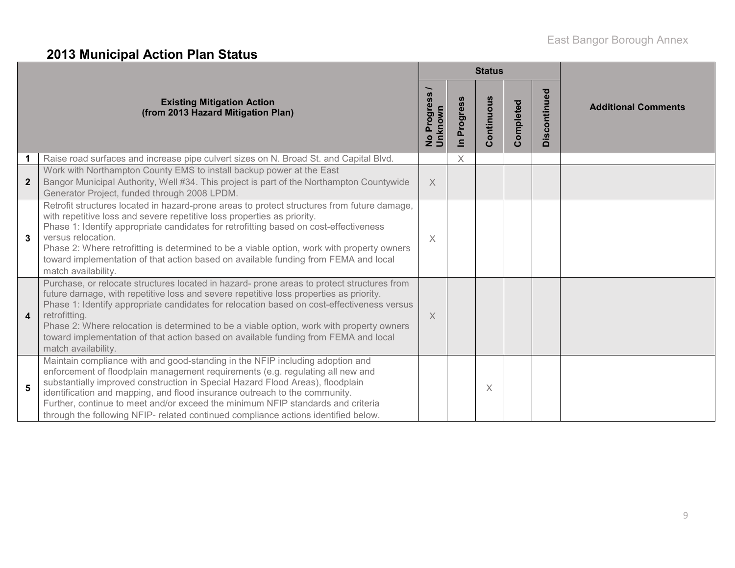## 2013 Municipal Action Plan Status

| # | Existing Mitigation Action (from 2013 Hazard Mitigation Plan) | Status | | | | | Additional Comments |
|---|---|---|---|---|---|---|---|
| | | No Progress / Unknown | In Progress | Continuous | Completed | Discontinued | |
| 1 | Raise road surfaces and increase pipe culvert sizes on N. Broad St. and Capital Blvd. | | X | | | | |
| 2 | Work with Northampton County EMS to install backup power at the East Bangor Municipal Authority, Well #34. This project is part of the Northampton Countywide Generator Project, funded through 2008 LPDM. | X | | | | | |
| 3 | Retrofit structures located in hazard-prone areas to protect structures from future damage, with repetitive loss and severe repetitive loss properties as priority. Phase 1: Identify appropriate candidates for retrofitting based on cost-effectiveness versus relocation. Phase 2: Where retrofitting is determined to be a viable option, work with property owners toward implementation of that action based on available funding from FEMA and local match availability. | X | | | | | |
| 4 | Purchase, or relocate structures located in hazard- prone areas to protect structures from future damage, with repetitive loss and severe repetitive loss properties as priority. Phase 1: Identify appropriate candidates for relocation based on cost-effectiveness versus retrofitting. Phase 2: Where relocation is determined to be a viable option, work with property owners toward implementation of that action based on available funding from FEMA and local match availability. | X | | | | | |
| 5 | Maintain compliance with and good-standing in the NFIP including adoption and enforcement of floodplain management requirements (e.g. regulating all new and substantially improved construction in Special Hazard Flood Areas), floodplain identification and mapping, and flood insurance outreach to the community. Further, continue to meet and/or exceed the minimum NFIP standards and criteria through the following NFIP- related continued compliance actions identified below. | | | X | | | |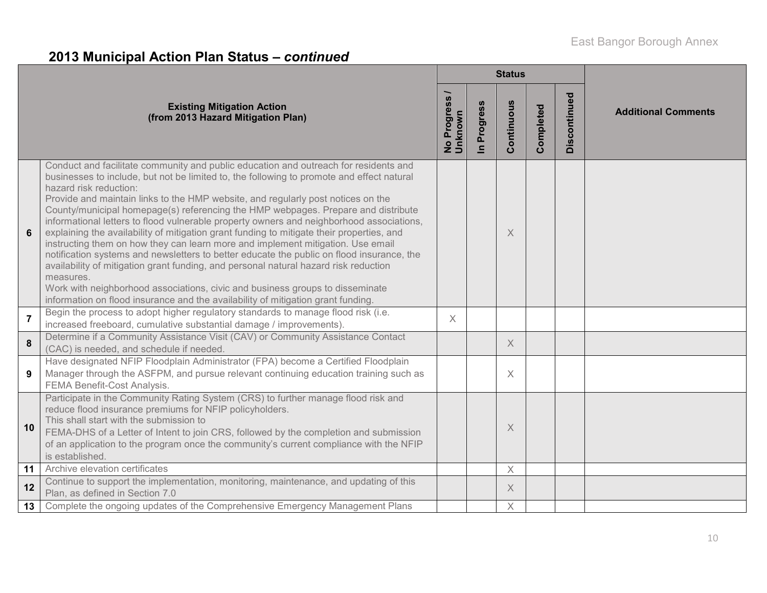## 2013 Municipal Action Plan Status – *continued*

| | Existing Mitigation Action (from 2013 Hazard Mitigation Plan) | Status | | | | | Additional Comments |
|---|---|---|---|---|---|---|---|
| | | No Progress / Unknown | In Progress | Continuous | Completed | Discontinued | |
| 6 | Conduct and facilitate community and public education and outreach for residents and businesses to include, but not be limited to, the following to promote and effect natural hazard risk reduction: Provide and maintain links to the HMP website, and regularly post notices on the County/municipal homepage(s) referencing the HMP webpages. Prepare and distribute informational letters to flood vulnerable property owners and neighborhood associations, explaining the availability of mitigation grant funding to mitigate their properties, and instructing them on how they can learn more and implement mitigation. Use email notification systems and newsletters to better educate the public on flood insurance, the availability of mitigation grant funding, and personal natural hazard risk reduction measures. Work with neighborhood associations, civic and business groups to disseminate information on flood insurance and the availability of mitigation grant funding. | | | X | | | |
| 7 | Begin the process to adopt higher regulatory standards to manage flood risk (i.e. increased freeboard, cumulative substantial damage / improvements). | X | | | | | |
| 8 | Determine if a Community Assistance Visit (CAV) or Community Assistance Contact (CAC) is needed, and schedule if needed. | | | X | | | |
| 9 | Have designated NFIP Floodplain Administrator (FPA) become a Certified Floodplain Manager through the ASFPM, and pursue relevant continuing education training such as FEMA Benefit-Cost Analysis. | | | X | | | |
| 10 | Participate in the Community Rating System (CRS) to further manage flood risk and reduce flood insurance premiums for NFIP policyholders. This shall start with the submission to FEMA-DHS of a Letter of Intent to join CRS, followed by the completion and submission of an application to the program once the community's current compliance with the NFIP is established. | | | X | | | |
| 11 | Archive elevation certificates | | | X | | | |
| 12 | Continue to support the implementation, monitoring, maintenance, and updating of this Plan, as defined in Section 7.0 | | | X | | | |
| 13 | Complete the ongoing updates of the Comprehensive Emergency Management Plans | | | X | | | |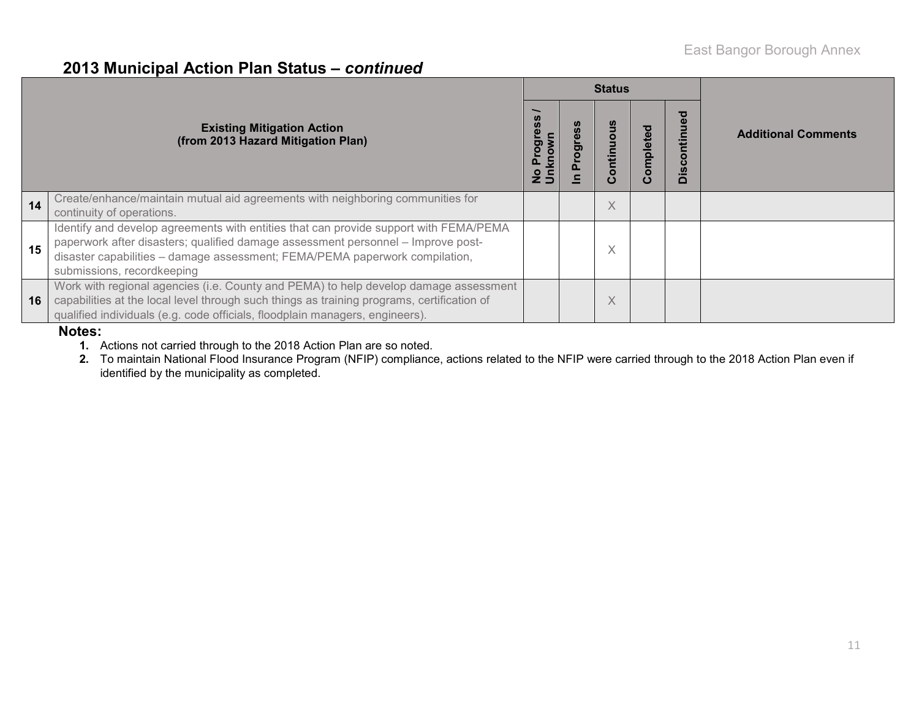## 2013 Municipal Action Plan Status – *continued*

| # | Existing Mitigation Action (from 2013 Hazard Mitigation Plan) | Status: No Progress / Unknown | Status: In Progress | Status: Continuous | Status: Completed | Status: Discontinued | Additional Comments |
|---|---|---|---|---|---|---|---|
| 14 | Create/enhance/maintain mutual aid agreements with neighboring communities for continuity of operations. | | | X | | | |
| 15 | Identify and develop agreements with entities that can provide support with FEMA/PEMA paperwork after disasters; qualified damage assessment personnel – Improve post-disaster capabilities – damage assessment; FEMA/PEMA paperwork compilation, submissions, recordkeeping | | | X | | | |
| 16 | Work with regional agencies (i.e. County and PEMA) to help develop damage assessment capabilities at the local level through such things as training programs, certification of qualified individuals (e.g. code officials, floodplain managers, engineers). | | | X | | | |

**Notes:**

1. Actions not carried through to the 2018 Action Plan are so noted.
2. To maintain National Flood Insurance Program (NFIP) compliance, actions related to the NFIP were carried through to the 2018 Action Plan even if identified by the municipality as completed.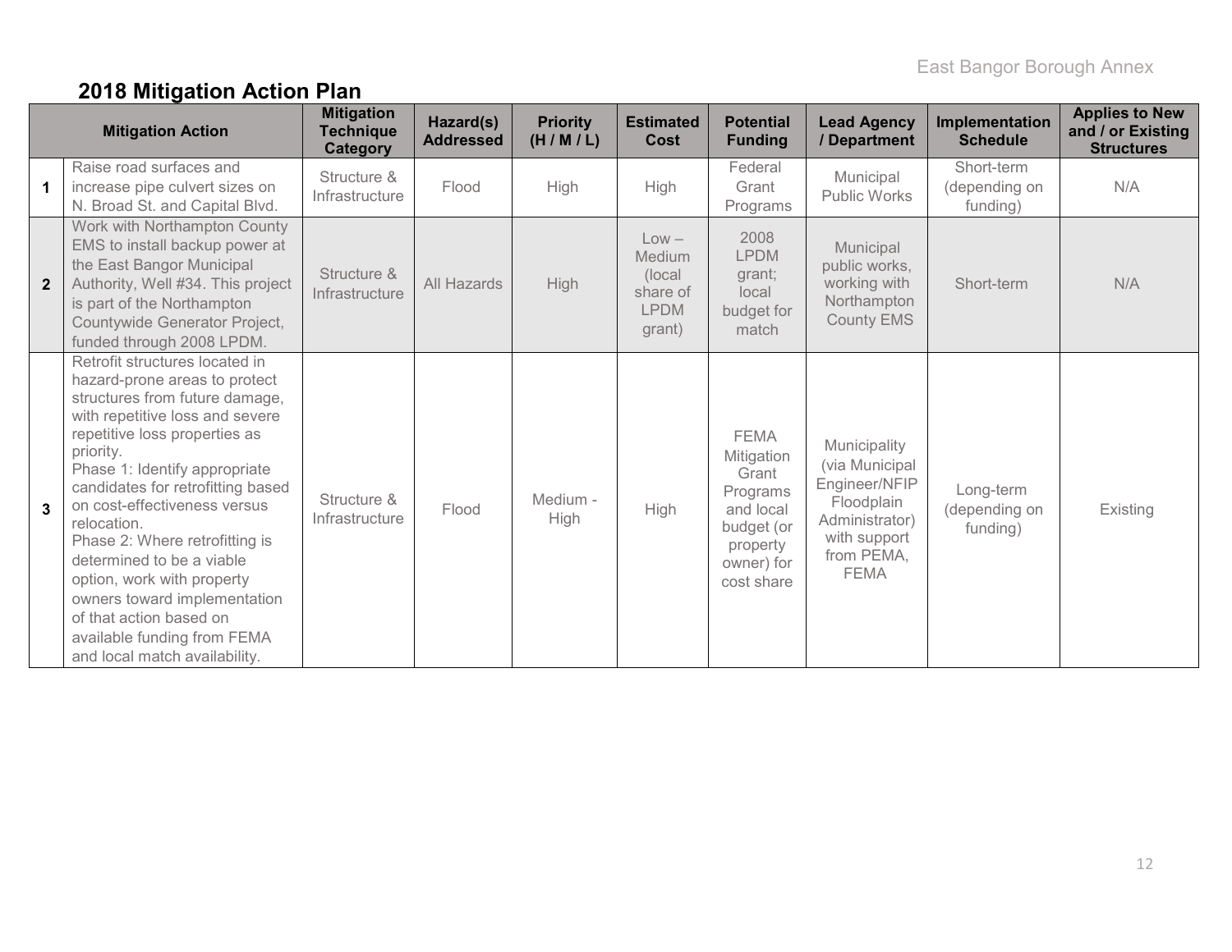## 2018 Mitigation Action Plan

| | Mitigation Action | Mitigation Technique Category | Hazard(s) Addressed | Priority (H / M / L) | Estimated Cost | Potential Funding | Lead Agency / Department | Implementation Schedule | Applies to New and / or Existing Structures |
|---|---|---|---|---|---|---|---|---|---|
| **1** | Raise road surfaces and increase pipe culvert sizes on N. Broad St. and Capital Blvd. | Structure & Infrastructure | Flood | High | High | Federal Grant Programs | Municipal Public Works | Short-term (depending on funding) | N/A |
| **2** | Work with Northampton County EMS to install backup power at the East Bangor Municipal Authority, Well #34. This project is part of the Northampton Countywide Generator Project, funded through 2008 LPDM. | Structure & Infrastructure | All Hazards | High | Low – Medium (local share of LPDM grant) | 2008 LPDM grant; local budget for match | Municipal public works, working with Northampton County EMS | Short-term | N/A |
| **3** | Retrofit structures located in hazard-prone areas to protect structures from future damage, with repetitive loss and severe repetitive loss properties as priority.<br>Phase 1: Identify appropriate candidates for retrofitting based on cost-effectiveness versus relocation.<br>Phase 2: Where retrofitting is determined to be a viable option, work with property owners toward implementation of that action based on available funding from FEMA and local match availability. | Structure & Infrastructure | Flood | Medium - High | High | FEMA Mitigation Grant Programs and local budget (or property owner) for cost share | Municipality (via Municipal Engineer/NFIP Floodplain Administrator) with support from PEMA, FEMA | Long-term (depending on funding) | Existing |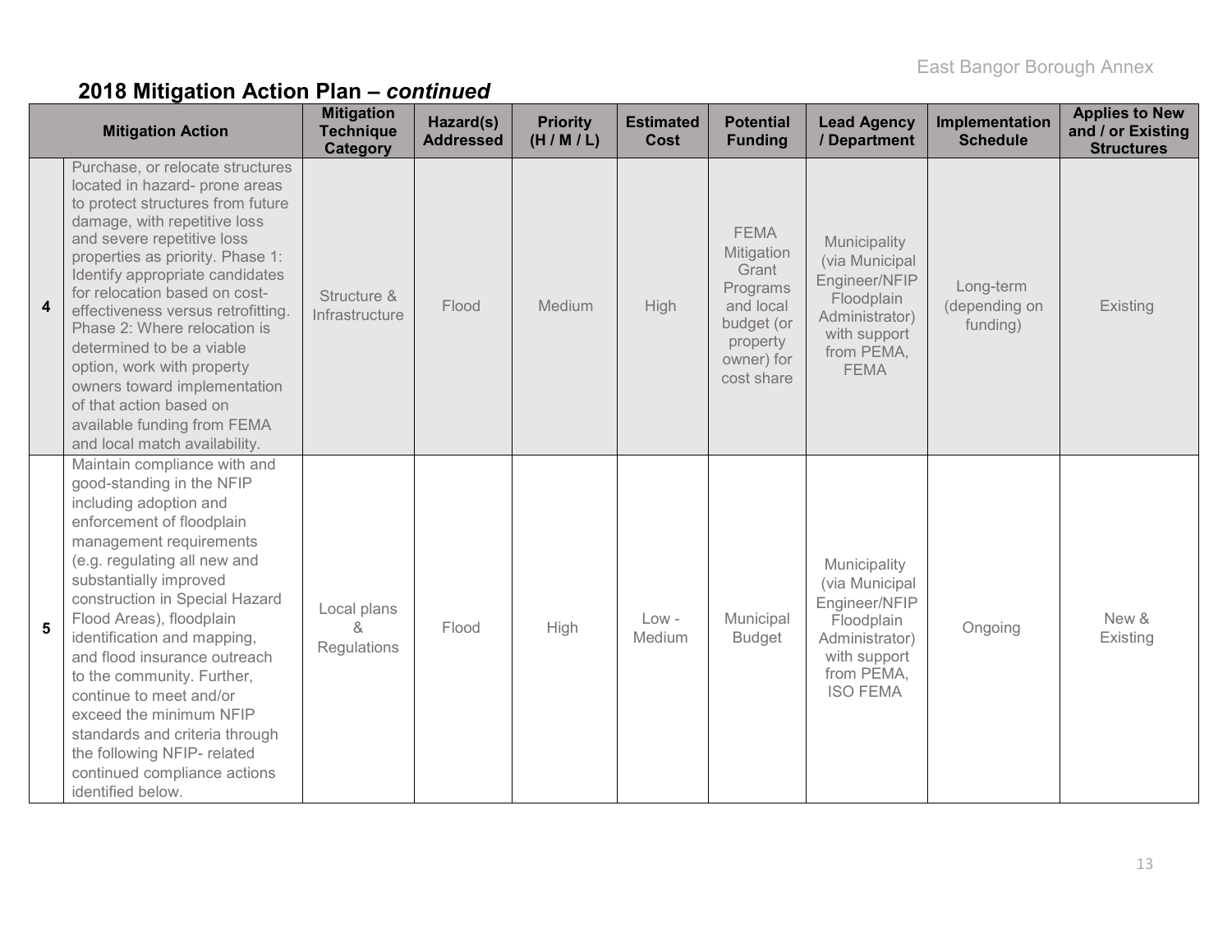## 2018 Mitigation Action Plan – *continued*

| | Mitigation Action | Mitigation Technique Category | Hazard(s) Addressed | Priority (H / M / L) | Estimated Cost | Potential Funding | Lead Agency / Department | Implementation Schedule | Applies to New and / or Existing Structures |
|---|---|---|---|---|---|---|---|---|---|
| 4 | Purchase, or relocate structures located in hazard- prone areas to protect structures from future damage, with repetitive loss and severe repetitive loss properties as priority. Phase 1: Identify appropriate candidates for relocation based on cost-effectiveness versus retrofitting. Phase 2: Where relocation is determined to be a viable option, work with property owners toward implementation of that action based on available funding from FEMA and local match availability. | Structure & Infrastructure | Flood | Medium | High | FEMA Mitigation Grant Programs and local budget (or property owner) for cost share | Municipality (via Municipal Engineer/NFIP Floodplain Administrator) with support from PEMA, FEMA | Long-term (depending on funding) | Existing |
| 5 | Maintain compliance with and good-standing in the NFIP including adoption and enforcement of floodplain management requirements (e.g. regulating all new and substantially improved construction in Special Hazard Flood Areas), floodplain identification and mapping, and flood insurance outreach to the community. Further, continue to meet and/or exceed the minimum NFIP standards and criteria through the following NFIP- related continued compliance actions identified below. | Local plans & Regulations | Flood | High | Low - Medium | Municipal Budget | Municipality (via Municipal Engineer/NFIP Floodplain Administrator) with support from PEMA, ISO FEMA | Ongoing | New & Existing |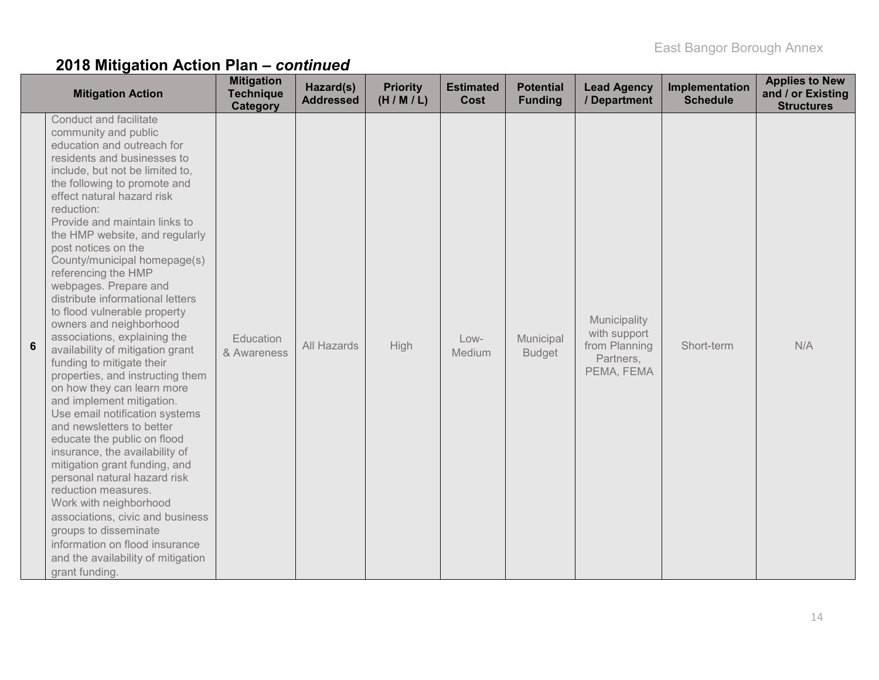## 2018 Mitigation Action Plan – *continued*

| | Mitigation Action | Mitigation Technique Category | Hazard(s) Addressed | Priority (H / M / L) | Estimated Cost | Potential Funding | Lead Agency / Department | Implementation Schedule | Applies to New and / or Existing Structures |
|---|---|---|---|---|---|---|---|---|---|
| **6** | Conduct and facilitate community and public education and outreach for residents and businesses to include, but not be limited to, the following to promote and effect natural hazard risk reduction: Provide and maintain links to the HMP website, and regularly post notices on the County/municipal homepage(s) referencing the HMP webpages. Prepare and distribute informational letters to flood vulnerable property owners and neighborhood associations, explaining the availability of mitigation grant funding to mitigate their properties, and instructing them on how they can learn more and implement mitigation. Use email notification systems and newsletters to better educate the public on flood insurance, the availability of mitigation grant funding, and personal natural hazard risk reduction measures. Work with neighborhood associations, civic and business groups to disseminate information on flood insurance and the availability of mitigation grant funding. | Education & Awareness | All Hazards | High | Low-Medium | Municipal Budget | Municipality with support from Planning Partners, PEMA, FEMA | Short-term | N/A |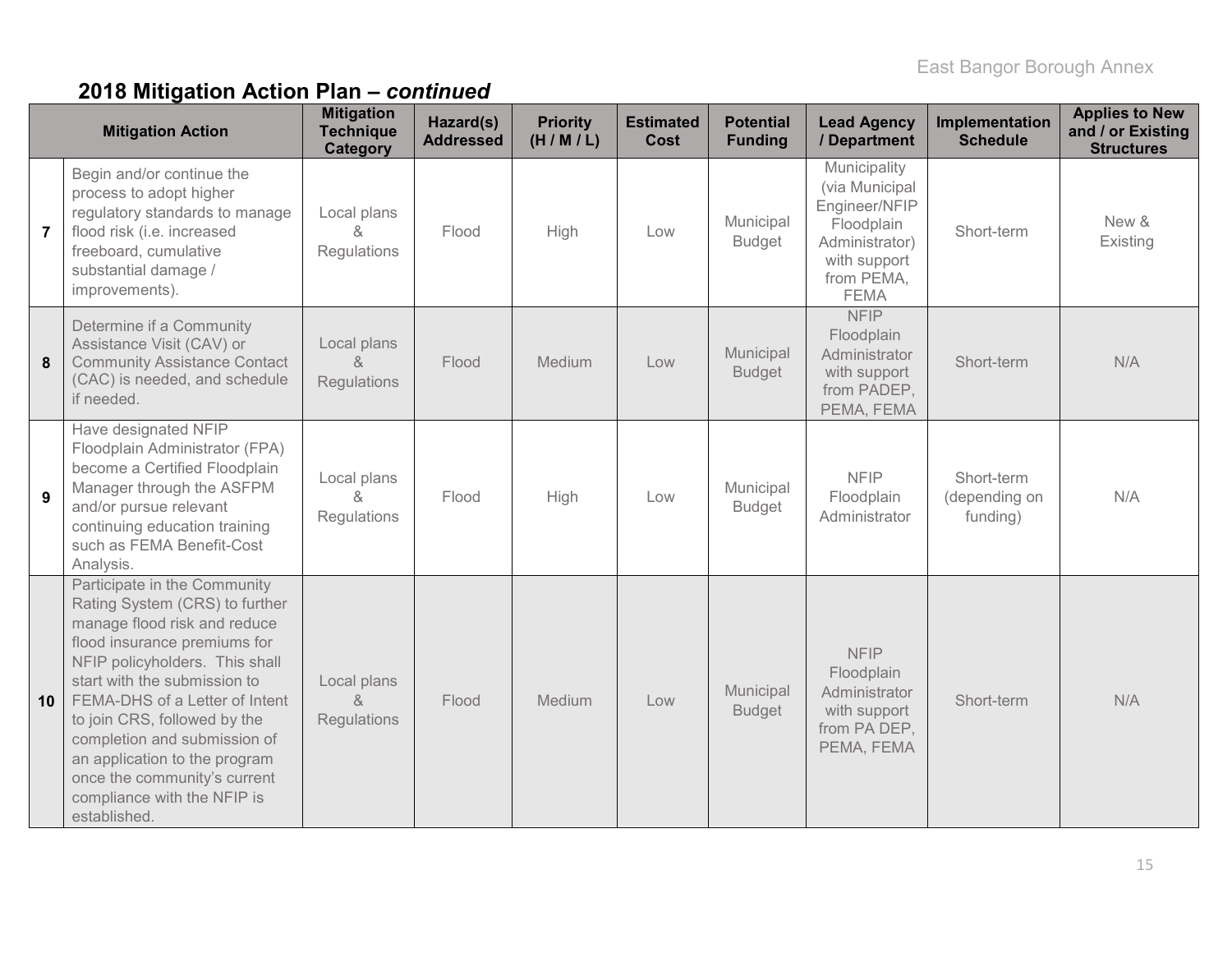## 2018 Mitigation Action Plan – *continued*

| | Mitigation Action | Mitigation Technique Category | Hazard(s) Addressed | Priority (H / M / L) | Estimated Cost | Potential Funding | Lead Agency / Department | Implementation Schedule | Applies to New and / or Existing Structures |
|---|---|---|---|---|---|---|---|---|---|
| 7 | Begin and/or continue the process to adopt higher regulatory standards to manage flood risk (i.e. increased freeboard, cumulative substantial damage / improvements). | Local plans & Regulations | Flood | High | Low | Municipal Budget | Municipality (via Municipal Engineer/NFIP Floodplain Administrator) with support from PEMA, FEMA | Short-term | New & Existing |
| 8 | Determine if a Community Assistance Visit (CAV) or Community Assistance Contact (CAC) is needed, and schedule if needed. | Local plans & Regulations | Flood | Medium | Low | Municipal Budget | NFIP Floodplain Administrator with support from PADEP, PEMA, FEMA | Short-term | N/A |
| 9 | Have designated NFIP Floodplain Administrator (FPA) become a Certified Floodplain Manager through the ASFPM and/or pursue relevant continuing education training such as FEMA Benefit-Cost Analysis. | Local plans & Regulations | Flood | High | Low | Municipal Budget | NFIP Floodplain Administrator | Short-term (depending on funding) | N/A |
| 10 | Participate in the Community Rating System (CRS) to further manage flood risk and reduce flood insurance premiums for NFIP policyholders. This shall start with the submission to FEMA-DHS of a Letter of Intent to join CRS, followed by the completion and submission of an application to the program once the community's current compliance with the NFIP is established. | Local plans & Regulations | Flood | Medium | Low | Municipal Budget | NFIP Floodplain Administrator with support from PA DEP, PEMA, FEMA | Short-term | N/A |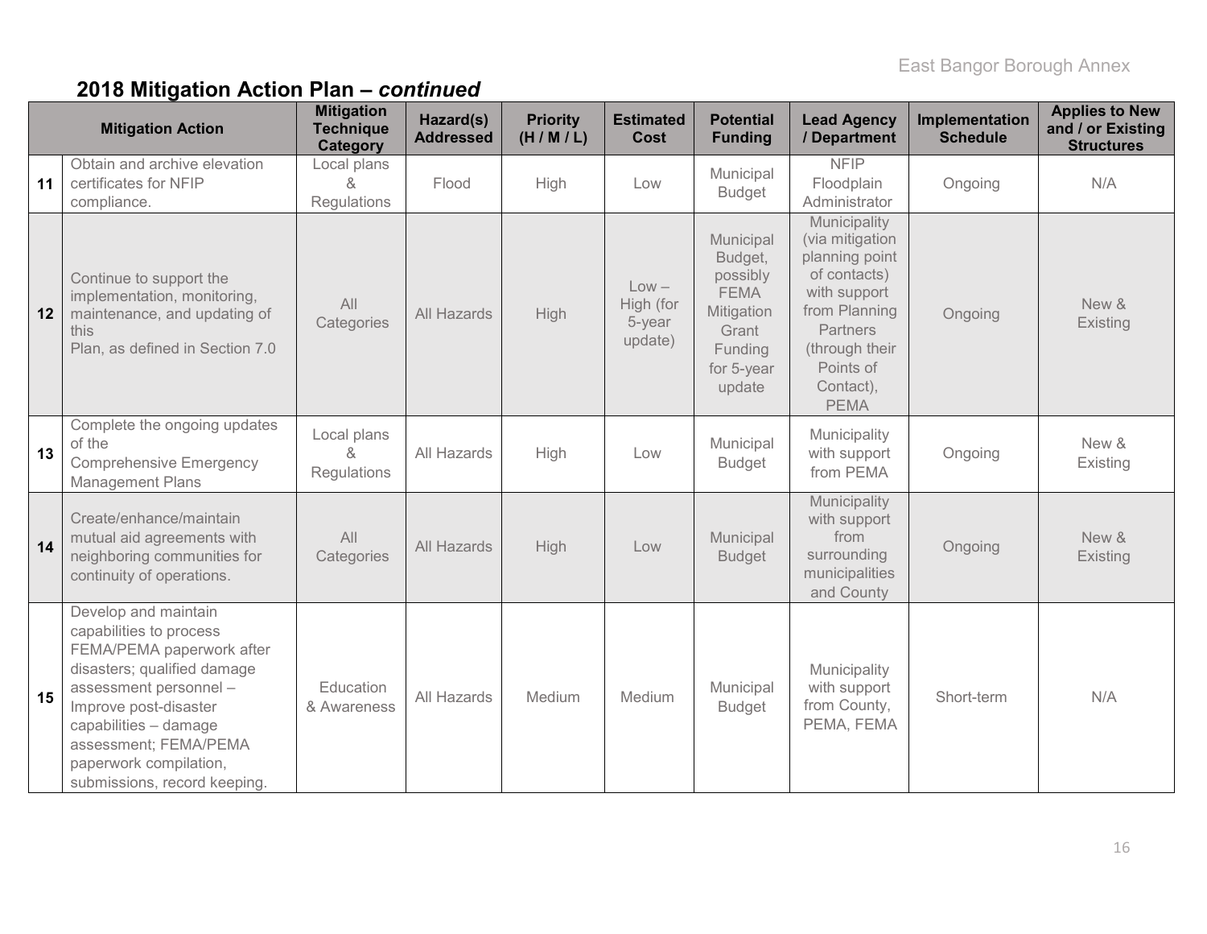## 2018 Mitigation Action Plan – *continued*

| | Mitigation Action | Mitigation Technique Category | Hazard(s) Addressed | Priority (H / M / L) | Estimated Cost | Potential Funding | Lead Agency / Department | Implementation Schedule | Applies to New and / or Existing Structures |
|---|---|---|---|---|---|---|---|---|---|
| 11 | Obtain and archive elevation certificates for NFIP compliance. | Local plans & Regulations | Flood | High | Low | Municipal Budget | NFIP Floodplain Administrator | Ongoing | N/A |
| 12 | Continue to support the implementation, monitoring, maintenance, and updating of this Plan, as defined in Section 7.0 | All Categories | All Hazards | High | Low – High (for 5-year update) | Municipal Budget, possibly FEMA Mitigation Grant Funding for 5-year update | Municipality (via mitigation planning point of contacts) with support from Planning Partners (through their Points of Contact), PEMA | Ongoing | New & Existing |
| 13 | Complete the ongoing updates of the Comprehensive Emergency Management Plans | Local plans & Regulations | All Hazards | High | Low | Municipal Budget | Municipality with support from PEMA | Ongoing | New & Existing |
| 14 | Create/enhance/maintain mutual aid agreements with neighboring communities for continuity of operations. | All Categories | All Hazards | High | Low | Municipal Budget | Municipality with support from surrounding municipalities and County | Ongoing | New & Existing |
| 15 | Develop and maintain capabilities to process FEMA/PEMA paperwork after disasters; qualified damage assessment personnel – Improve post-disaster capabilities – damage assessment; FEMA/PEMA paperwork compilation, submissions, record keeping. | Education & Awareness | All Hazards | Medium | Medium | Municipal Budget | Municipality with support from County, PEMA, FEMA | Short-term | N/A |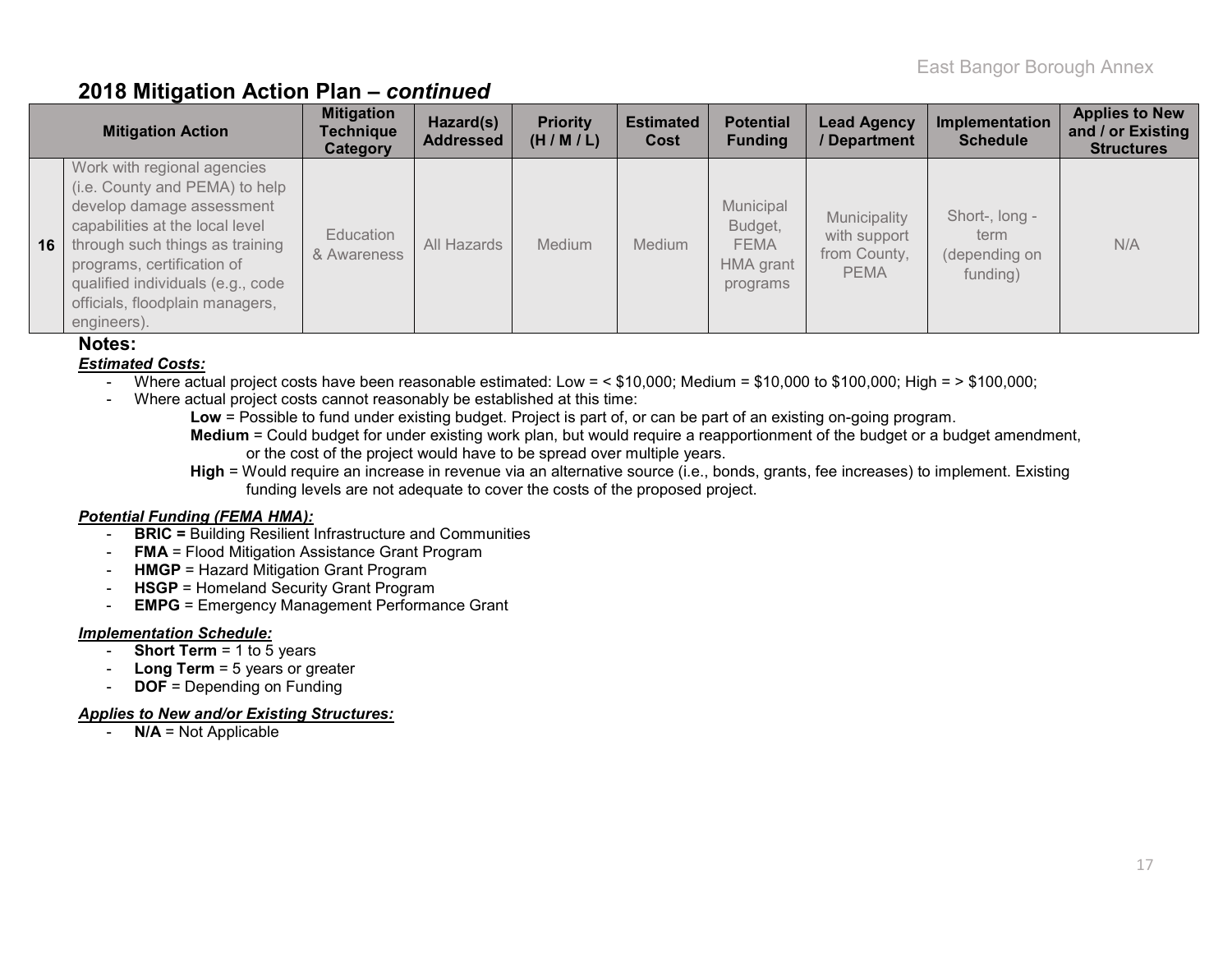## 2018 Mitigation Action Plan – *continued*

| | Mitigation Action | Mitigation Technique Category | Hazard(s) Addressed | Priority (H / M / L) | Estimated Cost | Potential Funding | Lead Agency / Department | Implementation Schedule | Applies to New and / or Existing Structures |
|---|---|---|---|---|---|---|---|---|---|
| 16 | Work with regional agencies (i.e. County and PEMA) to help develop damage assessment capabilities at the local level through such things as training programs, certification of qualified individuals (e.g., code officials, floodplain managers, engineers). | Education & Awareness | All Hazards | Medium | Medium | Municipal Budget, FEMA HMA grant programs | Municipality with support from County, PEMA | Short-, long -term (depending on funding) | N/A |

### Notes:

***Estimated Costs:***

- Where actual project costs have been reasonable estimated: Low = < $10,000; Medium = $10,000 to $100,000; High = > $100,000;
- Where actual project costs cannot reasonably be established at this time:
  - **Low** = Possible to fund under existing budget. Project is part of, or can be part of an existing on-going program.
  - **Medium** = Could budget for under existing work plan, but would require a reapportionment of the budget or a budget amendment, or the cost of the project would have to be spread over multiple years.
  - **High** = Would require an increase in revenue via an alternative source (i.e., bonds, grants, fee increases) to implement. Existing funding levels are not adequate to cover the costs of the proposed project.

***Potential Funding (FEMA HMA):***

- **BRIC =** Building Resilient Infrastructure and Communities
- **FMA** = Flood Mitigation Assistance Grant Program
- **HMGP** = Hazard Mitigation Grant Program
- **HSGP** = Homeland Security Grant Program
- **EMPG** = Emergency Management Performance Grant

***Implementation Schedule:***

- **Short Term** = 1 to 5 years
- **Long Term** = 5 years or greater
- **DOF** = Depending on Funding

***Applies to New and/or Existing Structures:***

- **N/A** = Not Applicable